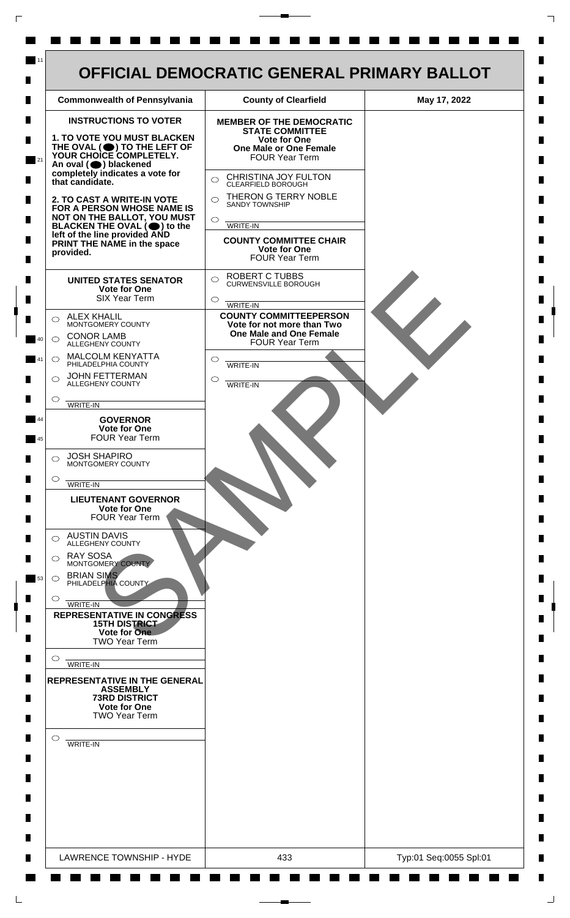# OFFICIAL DEMOCRATIC GENERAL PRIMARY BALLOT

| Commonwealth of Pennsylvania | County of Clearfield | May 17, 2022 |
|---|---|---|

**INSTRUCTIONS TO VOTER**

**1. TO VOTE YOU MUST BLACKEN THE OVAL (⬤) TO THE LEFT OF YOUR CHOICE COMPLETELY.** An oval (⬤) blackened completely indicates a vote for that candidate.

**2. TO CAST A WRITE-IN VOTE FOR A PERSON WHOSE NAME IS NOT ON THE BALLOT, YOU MUST BLACKEN THE OVAL (⬤) to the left of the line provided AND PRINT THE NAME in the space provided.**

### UNITED STATES SENATOR
**Vote for One**
SIX Year Term

- ○ ALEX KHALIL — MONTGOMERY COUNTY
- ○ CONOR LAMB — ALLEGHENY COUNTY
- ○ MALCOLM KENYATTA — PHILADELPHIA COUNTY
- ○ JOHN FETTERMAN — ALLEGHENY COUNTY
- ○ ______ WRITE-IN

### GOVERNOR
**Vote for One**
FOUR Year Term

- ○ JOSH SHAPIRO — MONTGOMERY COUNTY
- ○ ______ WRITE-IN

### LIEUTENANT GOVERNOR
**Vote for One**
FOUR Year Term

- ○ AUSTIN DAVIS — ALLEGHENY COUNTY
- ○ RAY SOSA — MONTGOMERY COUNTY
- ○ BRIAN SIMS — PHILADELPHIA COUNTY
- ○ ______ WRITE-IN

### REPRESENTATIVE IN CONGRESS
**15TH DISTRICT**
**Vote for One**
TWO Year Term

- ○ ______ WRITE-IN

### REPRESENTATIVE IN THE GENERAL ASSEMBLY
**73RD DISTRICT**
**Vote for One**
TWO Year Term

- ○ ______ WRITE-IN

### MEMBER OF THE DEMOCRATIC STATE COMMITTEE
**Vote for One**
**One Male or One Female**
FOUR Year Term

- ○ CHRISTINA JOY FULTON — CLEARFIELD BOROUGH
- ○ THERON G TERRY NOBLE — SANDY TOWNSHIP
- ○ ______ WRITE-IN

### COUNTY COMMITTEE CHAIR
**Vote for One**
FOUR Year Term

- ○ ROBERT C TUBBS — CURWENSVILLE BOROUGH
- ○ ______ WRITE-IN

### COUNTY COMMITTEEPERSON
**Vote for not more than Two**
**One Male and One Female**
FOUR Year Term

- ○ ______ WRITE-IN
- ○ ______ WRITE-IN

SAMPLE

| LAWRENCE TOWNSHIP - HYDE | 433 | Typ:01 Seq:0055 Spl:01 |
|---|---|---|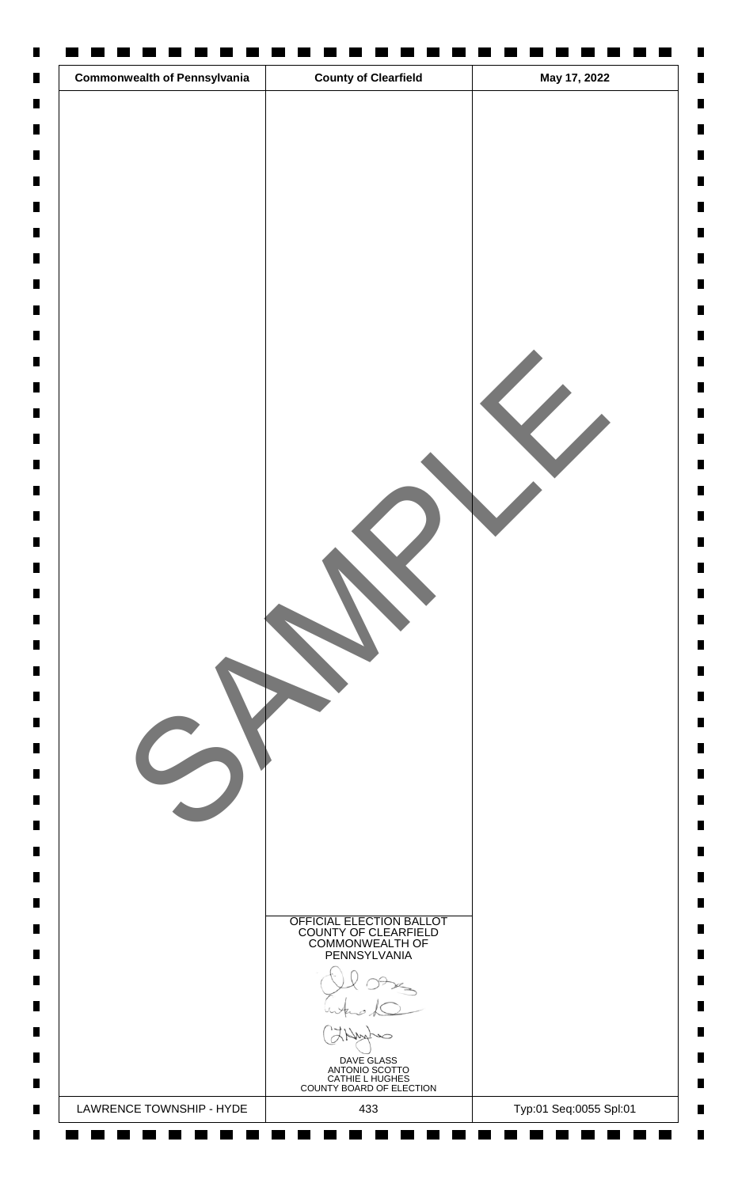| Commonwealth of Pennsylvania | County of Clearfield | May 17, 2022 |
| --- | --- | --- |
| | OFFICIAL ELECTION BALLOT<br>COUNTY OF CLEARFIELD<br>COMMONWEALTH OF PENNSYLVANIA<br>DAVE GLASS<br>ANTONIO SCOTTO<br>CATHIE L HUGHES<br>COUNTY BOARD OF ELECTION | |
| LAWRENCE TOWNSHIP - HYDE | 433 | Typ:01 Seq:0055 Spl:01 |

SAMPLE